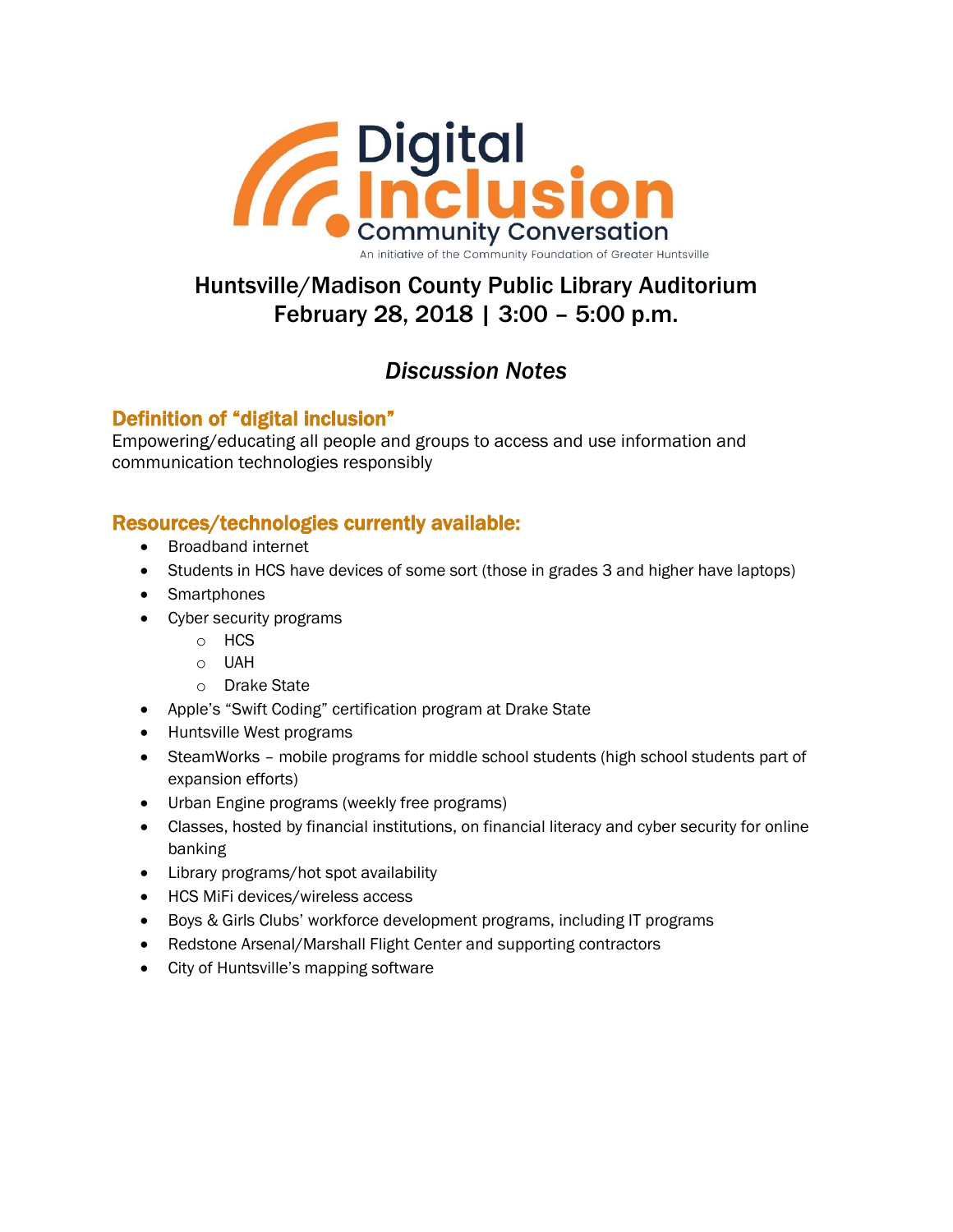# Digital Inclusion Community Conversation

An initiative of the Community Foundation of Greater Huntsville

## Huntsville/Madison County Public Library Auditorium
## February 28, 2018 | 3:00 – 5:00 p.m.

### *Discussion Notes*

### Definition of "digital inclusion"

Empowering/educating all people and groups to access and use information and communication technologies responsibly

### Resources/technologies currently available:

- Broadband internet
- Students in HCS have devices of some sort (those in grades 3 and higher have laptops)
- Smartphones
- Cyber security programs
  - HCS
  - UAH
  - Drake State
- Apple's "Swift Coding" certification program at Drake State
- Huntsville West programs
- SteamWorks – mobile programs for middle school students (high school students part of expansion efforts)
- Urban Engine programs (weekly free programs)
- Classes, hosted by financial institutions, on financial literacy and cyber security for online banking
- Library programs/hot spot availability
- HCS MiFi devices/wireless access
- Boys & Girls Clubs' workforce development programs, including IT programs
- Redstone Arsenal/Marshall Flight Center and supporting contractors
- City of Huntsville's mapping software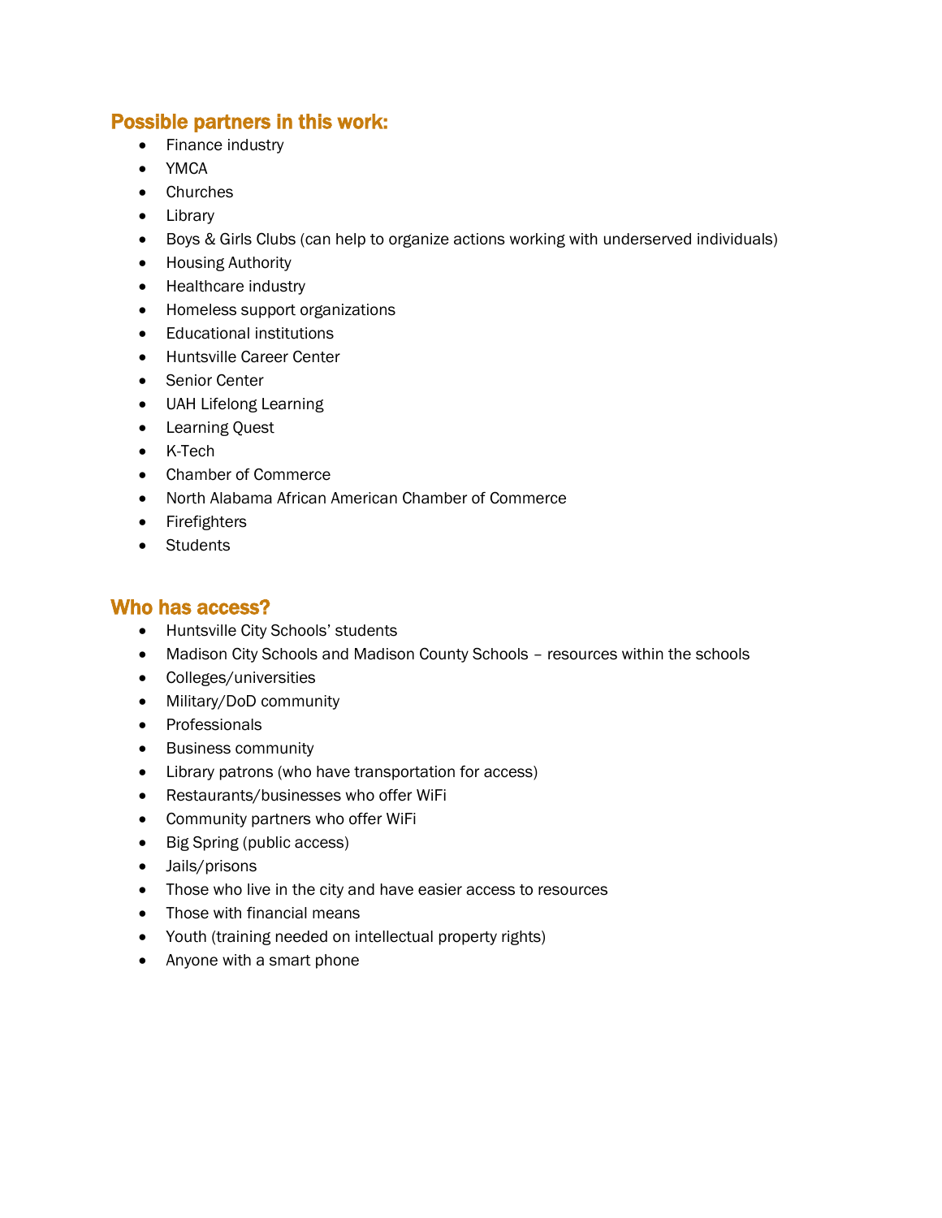## Possible partners in this work:

- Finance industry
- YMCA
- Churches
- Library
- Boys & Girls Clubs (can help to organize actions working with underserved individuals)
- Housing Authority
- Healthcare industry
- Homeless support organizations
- Educational institutions
- Huntsville Career Center
- Senior Center
- UAH Lifelong Learning
- Learning Quest
- K-Tech
- Chamber of Commerce
- North Alabama African American Chamber of Commerce
- Firefighters
- Students

## Who has access?

- Huntsville City Schools' students
- Madison City Schools and Madison County Schools – resources within the schools
- Colleges/universities
- Military/DoD community
- Professionals
- Business community
- Library patrons (who have transportation for access)
- Restaurants/businesses who offer WiFi
- Community partners who offer WiFi
- Big Spring (public access)
- Jails/prisons
- Those who live in the city and have easier access to resources
- Those with financial means
- Youth (training needed on intellectual property rights)
- Anyone with a smart phone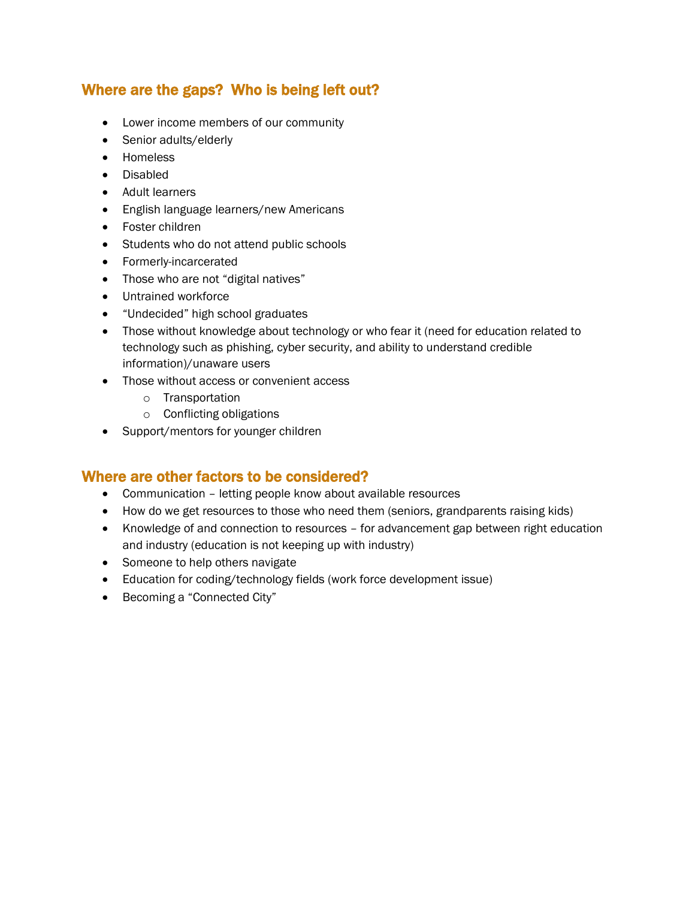## Where are the gaps? Who is being left out?

- Lower income members of our community
- Senior adults/elderly
- Homeless
- Disabled
- Adult learners
- English language learners/new Americans
- Foster children
- Students who do not attend public schools
- Formerly-incarcerated
- Those who are not "digital natives"
- Untrained workforce
- "Undecided" high school graduates
- Those without knowledge about technology or who fear it (need for education related to technology such as phishing, cyber security, and ability to understand credible information)/unaware users
- Those without access or convenient access
  - Transportation
  - Conflicting obligations
- Support/mentors for younger children

## Where are other factors to be considered?

- Communication – letting people know about available resources
- How do we get resources to those who need them (seniors, grandparents raising kids)
- Knowledge of and connection to resources – for advancement gap between right education and industry (education is not keeping up with industry)
- Someone to help others navigate
- Education for coding/technology fields (work force development issue)
- Becoming a "Connected City"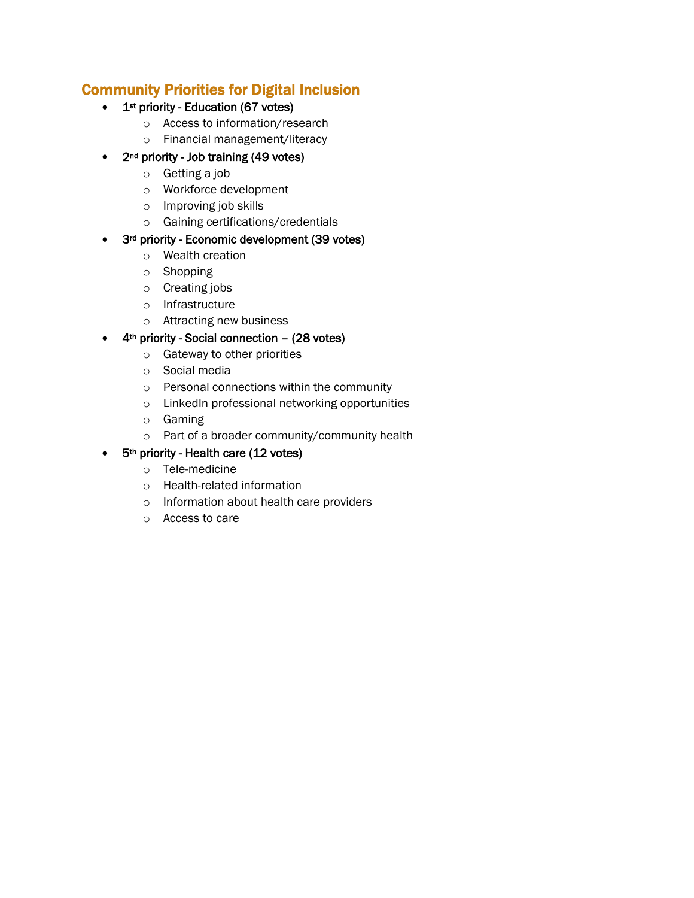## Community Priorities for Digital Inclusion

- 1st priority - Education (67 votes)
  - Access to information/research
  - Financial management/literacy
- 2nd priority - Job training (49 votes)
  - Getting a job
  - Workforce development
  - Improving job skills
  - Gaining certifications/credentials
- 3rd priority - Economic development (39 votes)
  - Wealth creation
  - Shopping
  - Creating jobs
  - Infrastructure
  - Attracting new business
- 4th priority - Social connection – (28 votes)
  - Gateway to other priorities
  - Social media
  - Personal connections within the community
  - LinkedIn professional networking opportunities
  - Gaming
  - Part of a broader community/community health
- 5th priority - Health care (12 votes)
  - Tele-medicine
  - Health-related information
  - Information about health care providers
  - Access to care